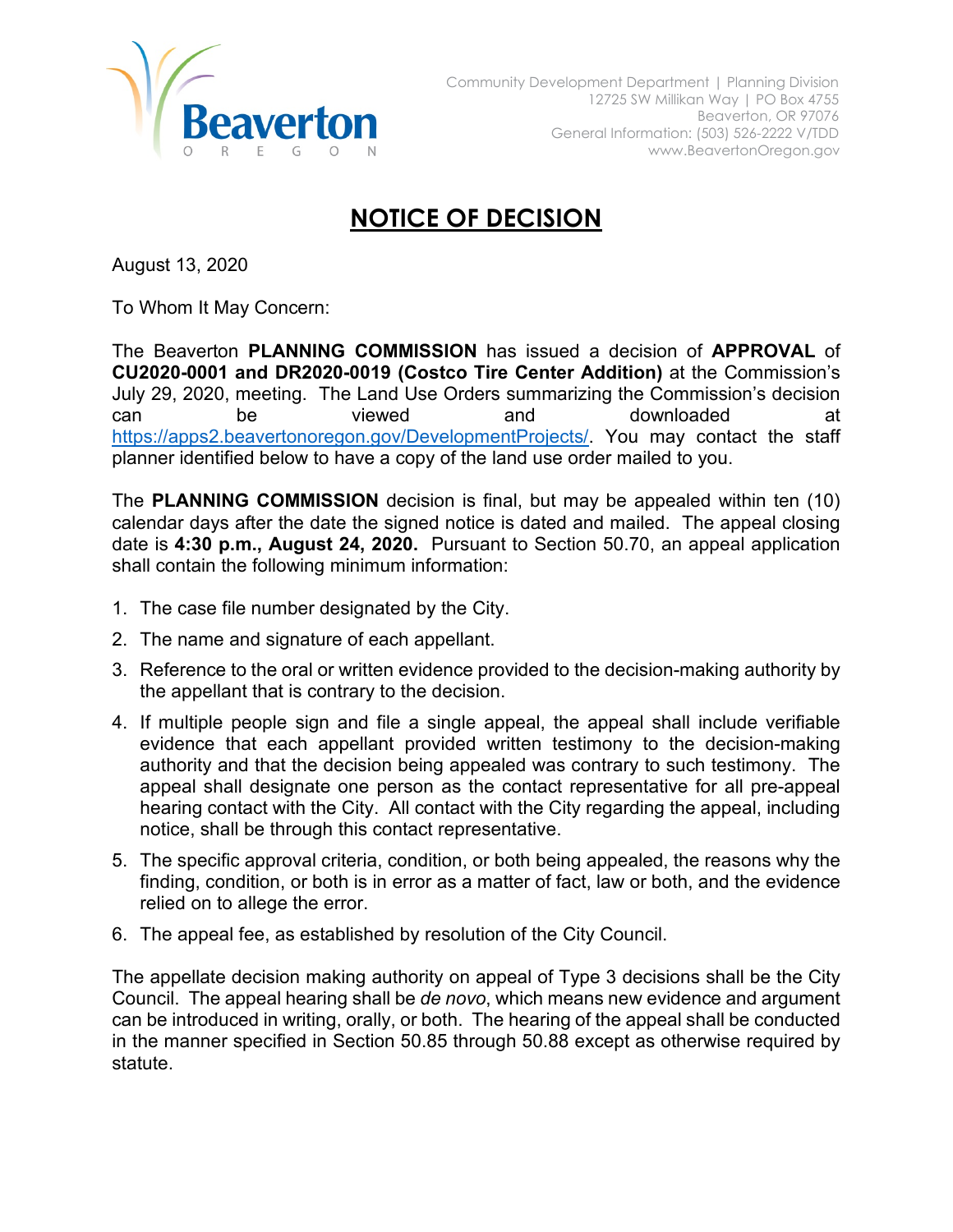Community Development Department | Planning Division
12725 SW Millikan Way | PO Box 4755
Beaverton, OR 97076
General Information: (503) 526-2222 V/TDD
www.BeavertonOregon.gov

# NOTICE OF DECISION

August 13, 2020

To Whom It May Concern:

The Beaverton **PLANNING COMMISSION** has issued a decision of **APPROVAL** of **CU2020-0001 and DR2020-0019 (Costco Tire Center Addition)** at the Commission's July 29, 2020, meeting. The Land Use Orders summarizing the Commission's decision can be viewed and downloaded at https://apps2.beavertonoregon.gov/DevelopmentProjects/. You may contact the staff planner identified below to have a copy of the land use order mailed to you.

The **PLANNING COMMISSION** decision is final, but may be appealed within ten (10) calendar days after the date the signed notice is dated and mailed. The appeal closing date is **4:30 p.m., August 24, 2020.** Pursuant to Section 50.70, an appeal application shall contain the following minimum information:

1. The case file number designated by the City.
2. The name and signature of each appellant.
3. Reference to the oral or written evidence provided to the decision-making authority by the appellant that is contrary to the decision.
4. If multiple people sign and file a single appeal, the appeal shall include verifiable evidence that each appellant provided written testimony to the decision-making authority and that the decision being appealed was contrary to such testimony. The appeal shall designate one person as the contact representative for all pre-appeal hearing contact with the City. All contact with the City regarding the appeal, including notice, shall be through this contact representative.
5. The specific approval criteria, condition, or both being appealed, the reasons why the finding, condition, or both is in error as a matter of fact, law or both, and the evidence relied on to allege the error.
6. The appeal fee, as established by resolution of the City Council.

The appellate decision making authority on appeal of Type 3 decisions shall be the City Council. The appeal hearing shall be *de novo*, which means new evidence and argument can be introduced in writing, orally, or both. The hearing of the appeal shall be conducted in the manner specified in Section 50.85 through 50.88 except as otherwise required by statute.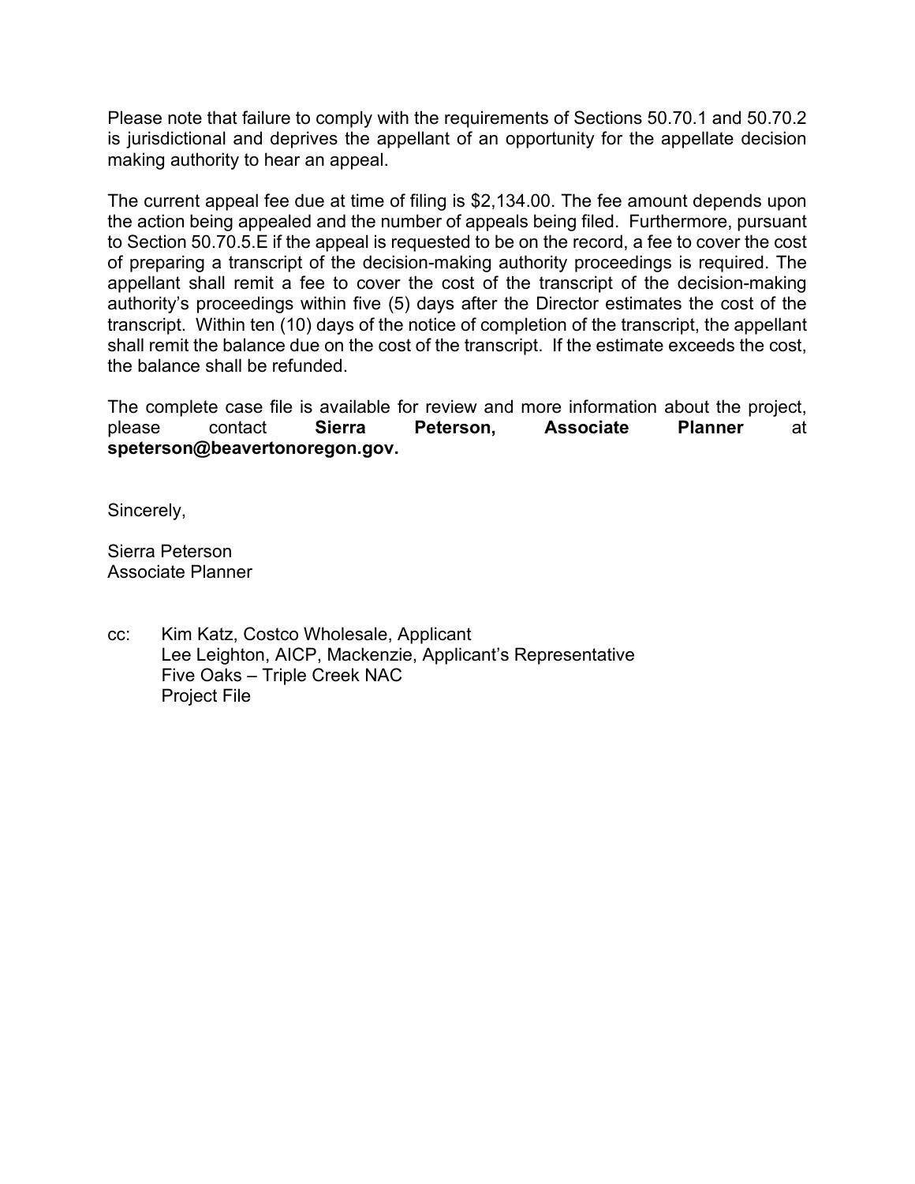Please note that failure to comply with the requirements of Sections 50.70.1 and 50.70.2 is jurisdictional and deprives the appellant of an opportunity for the appellate decision making authority to hear an appeal.

The current appeal fee due at time of filing is $2,134.00. The fee amount depends upon the action being appealed and the number of appeals being filed. Furthermore, pursuant to Section 50.70.5.E if the appeal is requested to be on the record, a fee to cover the cost of preparing a transcript of the decision-making authority proceedings is required. The appellant shall remit a fee to cover the cost of the transcript of the decision-making authority's proceedings within five (5) days after the Director estimates the cost of the transcript. Within ten (10) days of the notice of completion of the transcript, the appellant shall remit the balance due on the cost of the transcript. If the estimate exceeds the cost, the balance shall be refunded.

The complete case file is available for review and more information about the project, please contact **Sierra Peterson, Associate Planner** at **speterson@beavertonoregon.gov.**

Sincerely,

Sierra Peterson
Associate Planner

cc: Kim Katz, Costco Wholesale, Applicant
Lee Leighton, AICP, Mackenzie, Applicant's Representative
Five Oaks – Triple Creek NAC
Project File